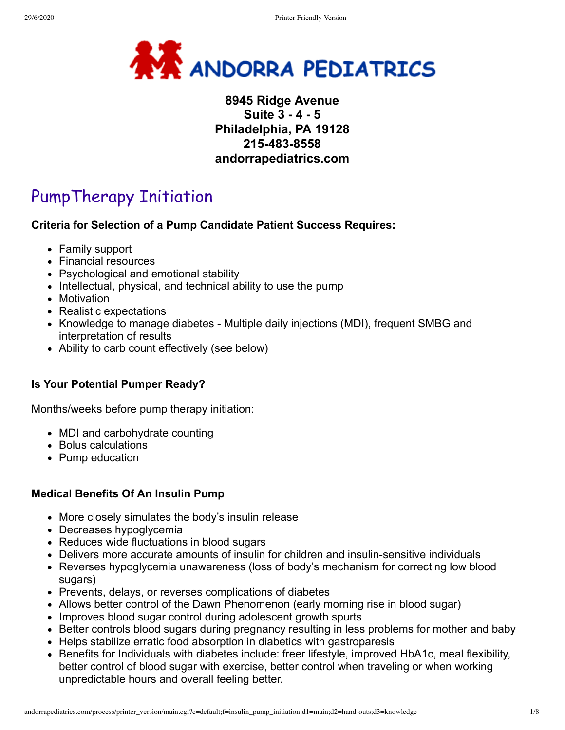# ANDORRA PEDIATRICS

**8945 Ridge Avenue**
**Suite 3 - 4 - 5**
**Philadelphia, PA 19128**
**215-483-8558**
**andorrapediatrics.com**

## PumpTherapy Initiation

**Criteria for Selection of a Pump Candidate Patient Success Requires:**

- Family support
- Financial resources
- Psychological and emotional stability
- Intellectual, physical, and technical ability to use the pump
- Motivation
- Realistic expectations
- Knowledge to manage diabetes - Multiple daily injections (MDI), frequent SMBG and interpretation of results
- Ability to carb count effectively (see below)

**Is Your Potential Pumper Ready?**

Months/weeks before pump therapy initiation:

- MDI and carbohydrate counting
- Bolus calculations
- Pump education

**Medical Benefits Of An Insulin Pump**

- More closely simulates the body's insulin release
- Decreases hypoglycemia
- Reduces wide fluctuations in blood sugars
- Delivers more accurate amounts of insulin for children and insulin-sensitive individuals
- Reverses hypoglycemia unawareness (loss of body's mechanism for correcting low blood sugars)
- Prevents, delays, or reverses complications of diabetes
- Allows better control of the Dawn Phenomenon (early morning rise in blood sugar)
- Improves blood sugar control during adolescent growth spurts
- Better controls blood sugars during pregnancy resulting in less problems for mother and baby
- Helps stabilize erratic food absorption in diabetics with gastroparesis
- Benefits for Individuals with diabetes include: freer lifestyle, improved HbA1c, meal flexibility, better control of blood sugar with exercise, better control when traveling or when working unpredictable hours and overall feeling better.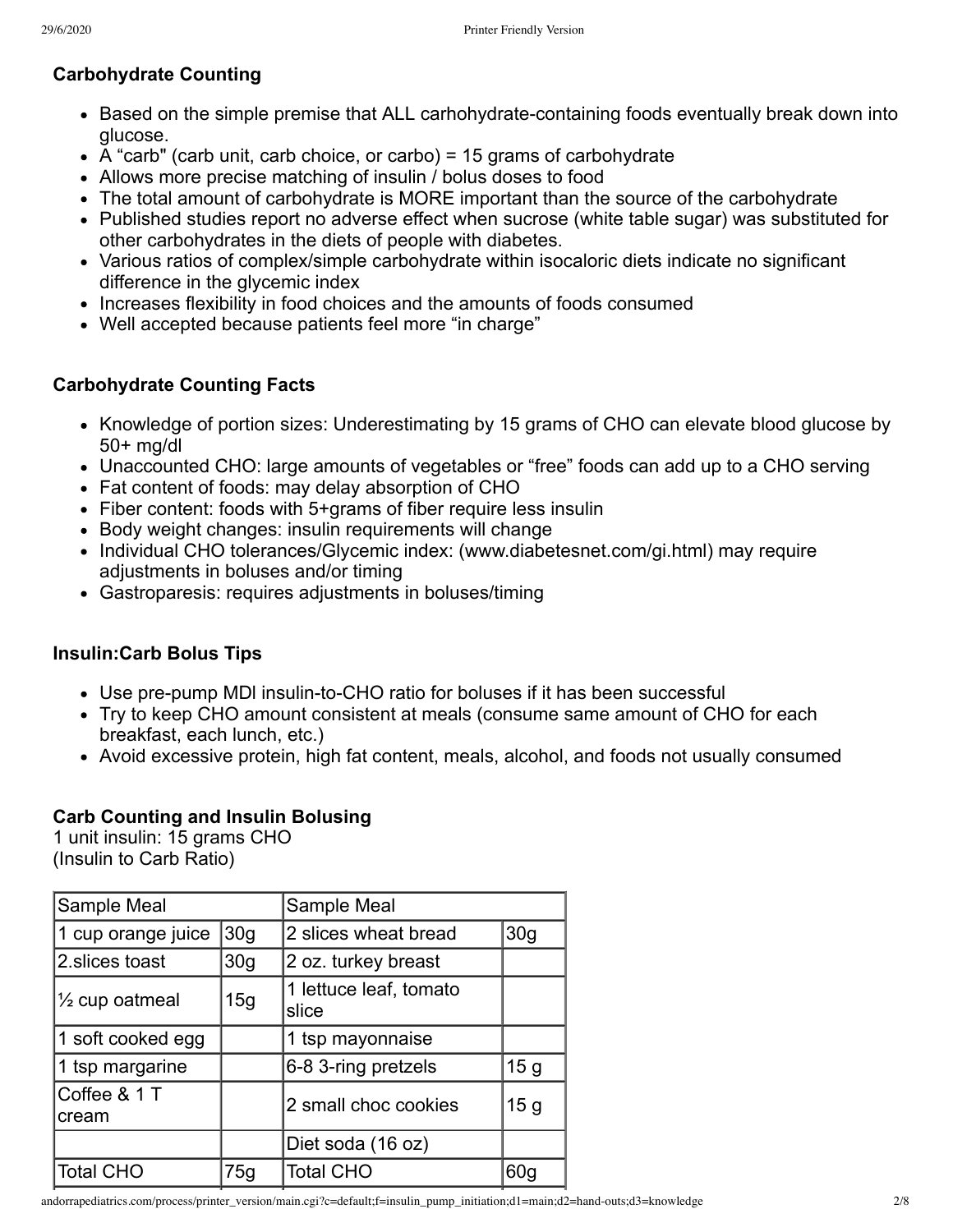### Carbohydrate Counting

- Based on the simple premise that ALL carhohydrate-containing foods eventually break down into glucose.
- A “carb" (carb unit, carb choice, or carbo) = 15 grams of carbohydrate
- Allows more precise matching of insulin / bolus doses to food
- The total amount of carbohydrate is MORE important than the source of the carbohydrate
- Published studies report no adverse effect when sucrose (white table sugar) was substituted for other carbohydrates in the diets of people with diabetes.
- Various ratios of complex/simple carbohydrate within isocaloric diets indicate no significant difference in the glycemic index
- Increases flexibility in food choices and the amounts of foods consumed
- Well accepted because patients feel more “in charge”

### Carbohydrate Counting Facts

- Knowledge of portion sizes: Underestimating by 15 grams of CHO can elevate blood glucose by 50+ mg/dl
- Unaccounted CHO: large amounts of vegetables or “free” foods can add up to a CHO serving
- Fat content of foods: may delay absorption of CHO
- Fiber content: foods with 5+grams of fiber require less insulin
- Body weight changes: insulin requirements will change
- Individual CHO tolerances/Glycemic index: (www.diabetesnet.com/gi.html) may require adjustments in boluses and/or timing
- Gastroparesis: requires adjustments in boluses/timing

### Insulin:Carb Bolus Tips

- Use pre-pump MDI insulin-to-CHO ratio for boluses if it has been successful
- Try to keep CHO amount consistent at meals (consume same amount of CHO for each breakfast, each lunch, etc.)
- Avoid excessive protein, high fat content, meals, alcohol, and foods not usually consumed

### Carb Counting and Insulin Bolusing

1 unit insulin: 15 grams CHO
(Insulin to Carb Ratio)

| Sample Meal | | Sample Meal | |
|---|---|---|---|
| 1 cup orange juice | 30g | 2 slices wheat bread | 30g |
| 2.slices toast | 30g | 2 oz. turkey breast | |
| ½ cup oatmeal | 15g | 1 lettuce leaf, tomato slice | |
| 1 soft cooked egg | | 1 tsp mayonnaise | |
| 1 tsp margarine | | 6-8 3-ring pretzels | 15 g |
| Coffee & 1 T cream | | 2 small choc cookies | 15 g |
| | | Diet soda (16 oz) | |
| Total CHO | 75g | Total CHO | 60g |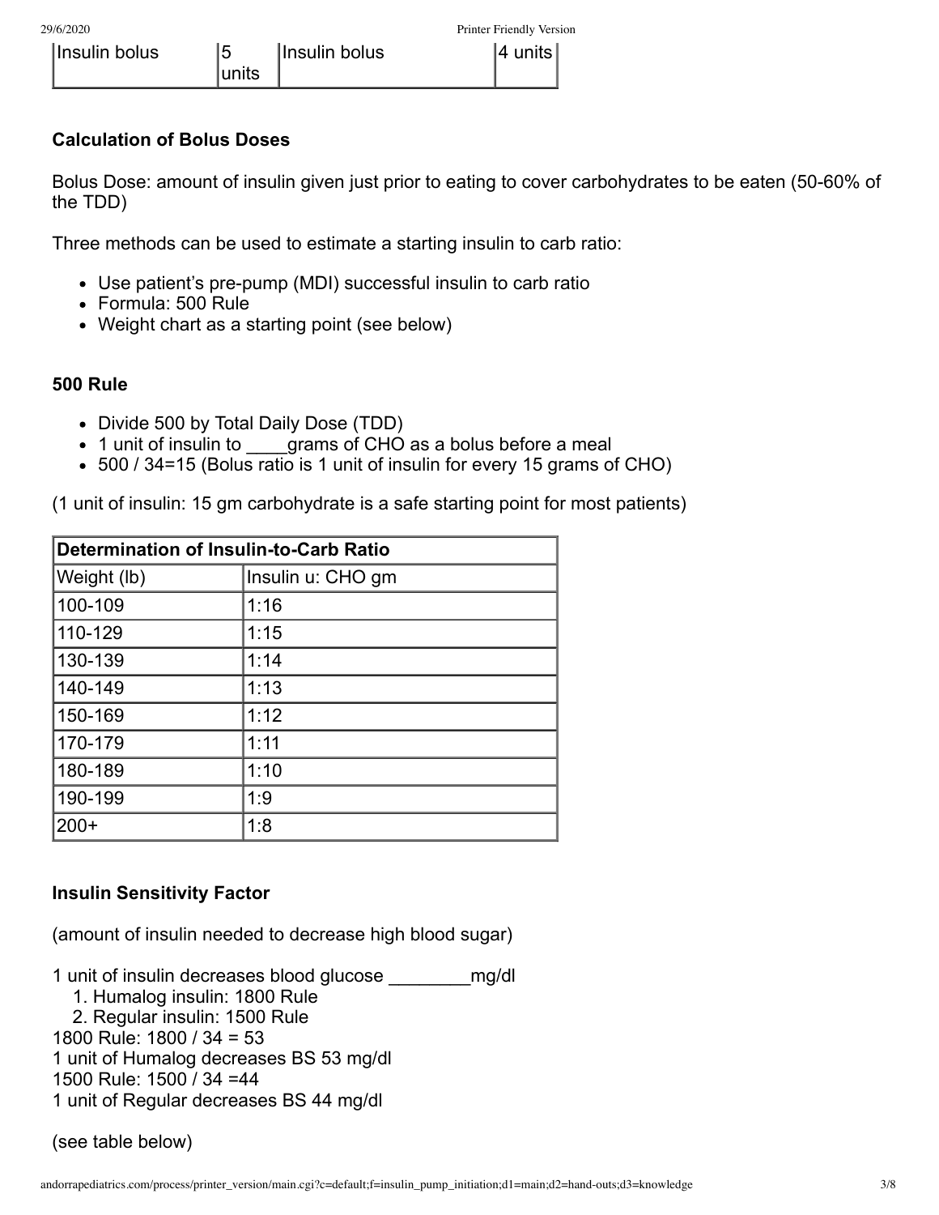| Insulin bolus | 5 units | Insulin bolus | 4 units |
|---|---|---|---|

### Calculation of Bolus Doses

Bolus Dose: amount of insulin given just prior to eating to cover carbohydrates to be eaten (50-60% of the TDD)

Three methods can be used to estimate a starting insulin to carb ratio:

- Use patient's pre-pump (MDI) successful insulin to carb ratio
- Formula: 500 Rule
- Weight chart as a starting point (see below)

### 500 Rule

- Divide 500 by Total Daily Dose (TDD)
- 1 unit of insulin to ____grams of CHO as a bolus before a meal
- 500 / 34=15 (Bolus ratio is 1 unit of insulin for every 15 grams of CHO)

(1 unit of insulin: 15 gm carbohydrate is a safe starting point for most patients)

| Determination of Insulin-to-Carb Ratio | |
|---|---|
| Weight (lb) | Insulin u: CHO gm |
| 100-109 | 1:16 |
| 110-129 | 1:15 |
| 130-139 | 1:14 |
| 140-149 | 1:13 |
| 150-169 | 1:12 |
| 170-179 | 1:11 |
| 180-189 | 1:10 |
| 190-199 | 1:9 |
| 200+ | 1:8 |

### Insulin Sensitivity Factor

(amount of insulin needed to decrease high blood sugar)

1 unit of insulin decreases blood glucose ________mg/dl

1. Humalog insulin: 1800 Rule
2. Regular insulin: 1500 Rule

1800 Rule: 1800 / 34 = 53
1 unit of Humalog decreases BS 53 mg/dl
1500 Rule: 1500 / 34 =44
1 unit of Regular decreases BS 44 mg/dl

(see table below)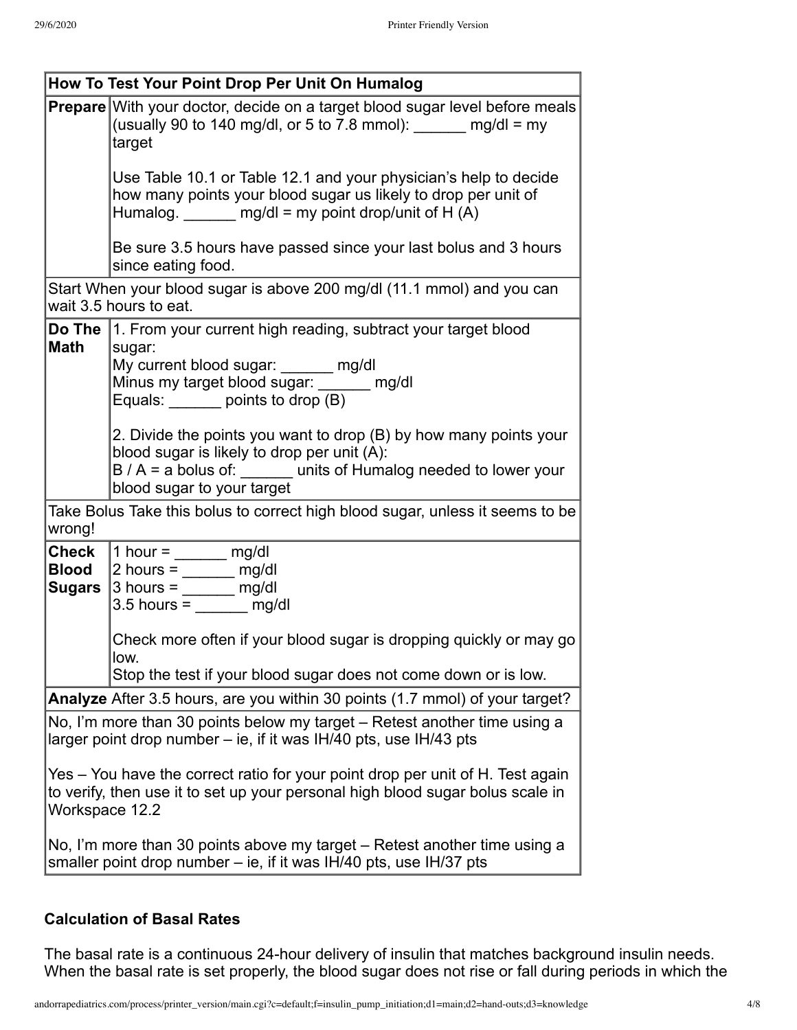| How To Test Your Point Drop Per Unit On Humalog | |
|---|---|
| **Prepare** | With your doctor, decide on a target blood sugar level before meals (usually 90 to 140 mg/dl, or 5 to 7.8 mmol): ______ mg/dl = my target<br><br>Use Table 10.1 or Table 12.1 and your physician's help to decide how many points your blood sugar us likely to drop per unit of Humalog. ______ mg/dl = my point drop/unit of H (A)<br><br>Be sure 3.5 hours have passed since your last bolus and 3 hours since eating food. |
| Start When your blood sugar is above 200 mg/dl (11.1 mmol) and you can wait 3.5 hours to eat. | |
| **Do The Math** | 1. From your current high reading, subtract your target blood sugar:<br>My current blood sugar: ______ mg/dl<br>Minus my target blood sugar: ______ mg/dl<br>Equals: ______ points to drop (B)<br><br>2. Divide the points you want to drop (B) by how many points your blood sugar is likely to drop per unit (A):<br>B / A = a bolus of: ______ units of Humalog needed to lower your blood sugar to your target |
| Take Bolus Take this bolus to correct high blood sugar, unless it seems to be wrong! | |
| **Check Blood Sugars** | 1 hour = ______ mg/dl<br>2 hours = ______ mg/dl<br>3 hours = ______ mg/dl<br>3.5 hours = ______ mg/dl<br><br>Check more often if your blood sugar is dropping quickly or may go low.<br>Stop the test if your blood sugar does not come down or is low. |
| **Analyze** After 3.5 hours, are you within 30 points (1.7 mmol) of your target? | |
| No, I'm more than 30 points below my target – Retest another time using a larger point drop number – ie, if it was IH/40 pts, use IH/43 pts<br><br>Yes – You have the correct ratio for your point drop per unit of H. Test again to verify, then use it to set up your personal high blood sugar bolus scale in Workspace 12.2<br><br>No, I'm more than 30 points above my target – Retest another time using a smaller point drop number – ie, if it was IH/40 pts, use IH/37 pts | |

### Calculation of Basal Rates

The basal rate is a continuous 24-hour delivery of insulin that matches background insulin needs. When the basal rate is set properly, the blood sugar does not rise or fall during periods in which the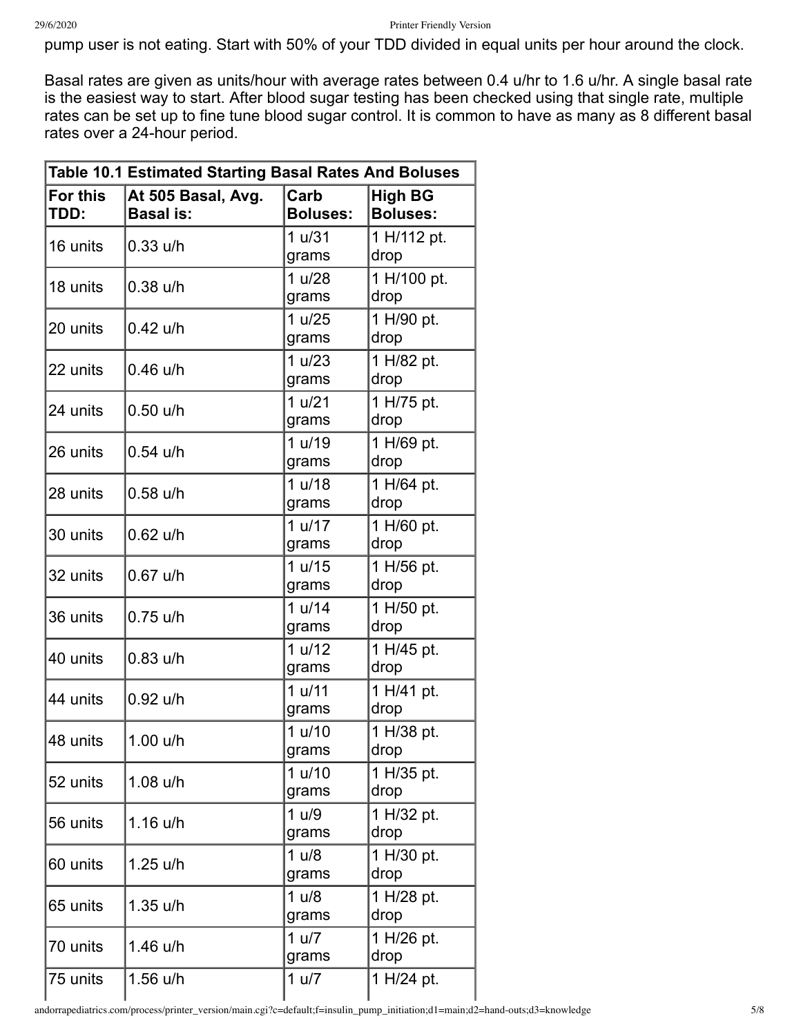pump user is not eating. Start with 50% of your TDD divided in equal units per hour around the clock.

Basal rates are given as units/hour with average rates between 0.4 u/hr to 1.6 u/hr. A single basal rate is the easiest way to start. After blood sugar testing has been checked using that single rate, multiple rates can be set up to fine tune blood sugar control. It is common to have as many as 8 different basal rates over a 24-hour period.

| Table 10.1 Estimated Starting Basal Rates And Boluses | | | |
|---|---|---|---|
| **For this TDD:** | **At 505 Basal, Avg. Basal is:** | **Carb Boluses:** | **High BG Boluses:** |
| 16 units | 0.33 u/h | 1 u/31 grams | 1 H/112 pt. drop |
| 18 units | 0.38 u/h | 1 u/28 grams | 1 H/100 pt. drop |
| 20 units | 0.42 u/h | 1 u/25 grams | 1 H/90 pt. drop |
| 22 units | 0.46 u/h | 1 u/23 grams | 1 H/82 pt. drop |
| 24 units | 0.50 u/h | 1 u/21 grams | 1 H/75 pt. drop |
| 26 units | 0.54 u/h | 1 u/19 grams | 1 H/69 pt. drop |
| 28 units | 0.58 u/h | 1 u/18 grams | 1 H/64 pt. drop |
| 30 units | 0.62 u/h | 1 u/17 grams | 1 H/60 pt. drop |
| 32 units | 0.67 u/h | 1 u/15 grams | 1 H/56 pt. drop |
| 36 units | 0.75 u/h | 1 u/14 grams | 1 H/50 pt. drop |
| 40 units | 0.83 u/h | 1 u/12 grams | 1 H/45 pt. drop |
| 44 units | 0.92 u/h | 1 u/11 grams | 1 H/41 pt. drop |
| 48 units | 1.00 u/h | 1 u/10 grams | 1 H/38 pt. drop |
| 52 units | 1.08 u/h | 1 u/10 grams | 1 H/35 pt. drop |
| 56 units | 1.16 u/h | 1 u/9 grams | 1 H/32 pt. drop |
| 60 units | 1.25 u/h | 1 u/8 grams | 1 H/30 pt. drop |
| 65 units | 1.35 u/h | 1 u/8 grams | 1 H/28 pt. drop |
| 70 units | 1.46 u/h | 1 u/7 grams | 1 H/26 pt. drop |
| 75 units | 1.56 u/h | 1 u/7 | 1 H/24 pt. |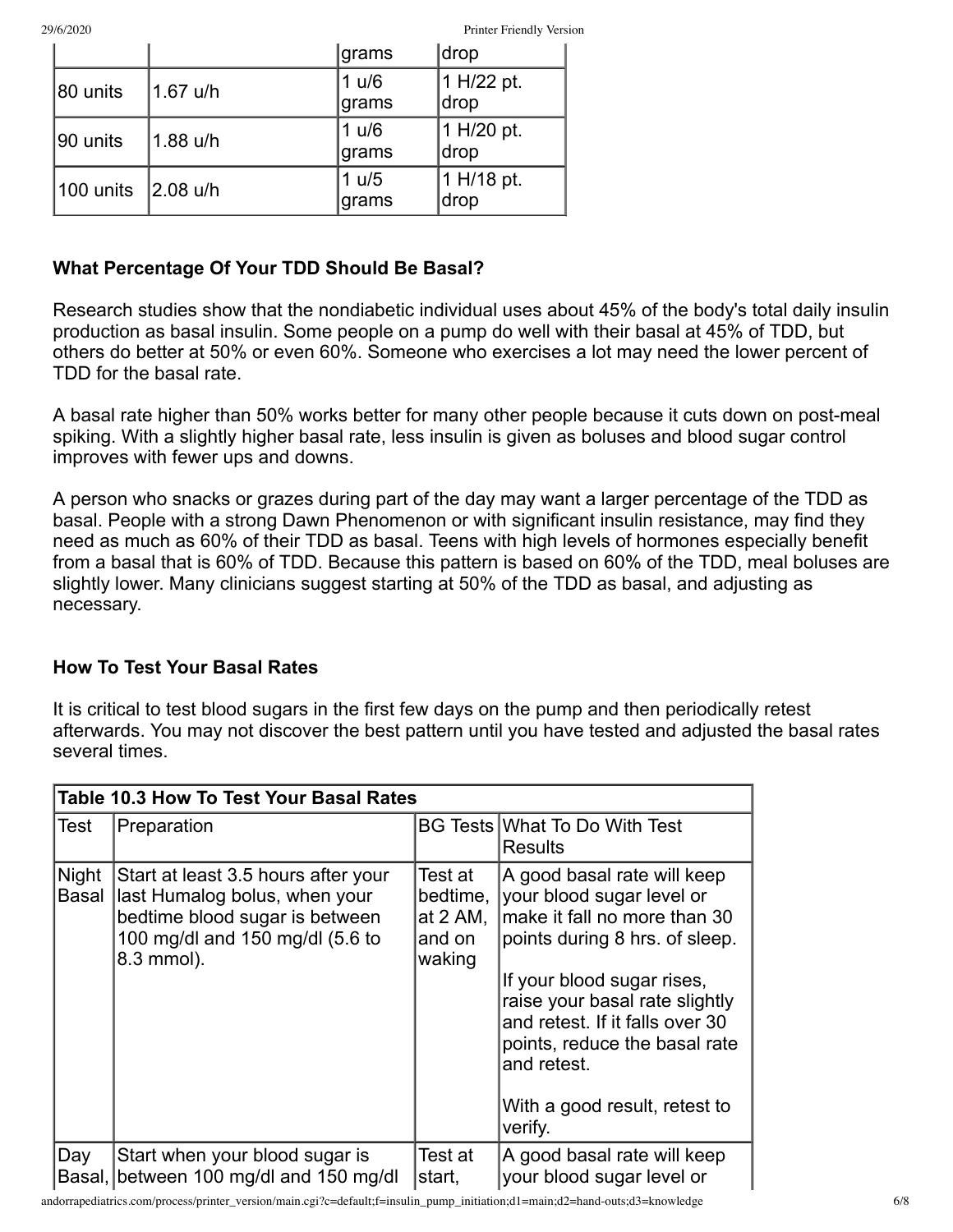| | | grams | drop |
|---|---|---|---|
| 80 units | 1.67 u/h | 1 u/6 grams | 1 H/22 pt. drop |
| 90 units | 1.88 u/h | 1 u/6 grams | 1 H/20 pt. drop |
| 100 units | 2.08 u/h | 1 u/5 grams | 1 H/18 pt. drop |

### What Percentage Of Your TDD Should Be Basal?

Research studies show that the nondiabetic individual uses about 45% of the body's total daily insulin production as basal insulin. Some people on a pump do well with their basal at 45% of TDD, but others do better at 50% or even 60%. Someone who exercises a lot may need the lower percent of TDD for the basal rate.

A basal rate higher than 50% works better for many other people because it cuts down on post-meal spiking. With a slightly higher basal rate, less insulin is given as boluses and blood sugar control improves with fewer ups and downs.

A person who snacks or grazes during part of the day may want a larger percentage of the TDD as basal. People with a strong Dawn Phenomenon or with significant insulin resistance, may find they need as much as 60% of their TDD as basal. Teens with high levels of hormones especially benefit from a basal that is 60% of TDD. Because this pattern is based on 60% of the TDD, meal boluses are slightly lower. Many clinicians suggest starting at 50% of the TDD as basal, and adjusting as necessary.

### How To Test Your Basal Rates

It is critical to test blood sugars in the first few days on the pump and then periodically retest afterwards. You may not discover the best pattern until you have tested and adjusted the basal rates several times.

**Table 10.3 How To Test Your Basal Rates**

| Test | Preparation | BG Tests | What To Do With Test Results |
|---|---|---|---|
| Night Basal | Start at least 3.5 hours after your last Humalog bolus, when your bedtime blood sugar is between 100 mg/dl and 150 mg/dl (5.6 to 8.3 mmol). | Test at bedtime, at 2 AM, and on waking | A good basal rate will keep your blood sugar level or make it fall no more than 30 points during 8 hrs. of sleep.<br><br>If your blood sugar rises, raise your basal rate slightly and retest. If it falls over 30 points, reduce the basal rate and retest.<br><br>With a good result, retest to verify. |
| Day Basal, | Start when your blood sugar is between 100 mg/dl and 150 mg/dl | Test at start, | A good basal rate will keep your blood sugar level or |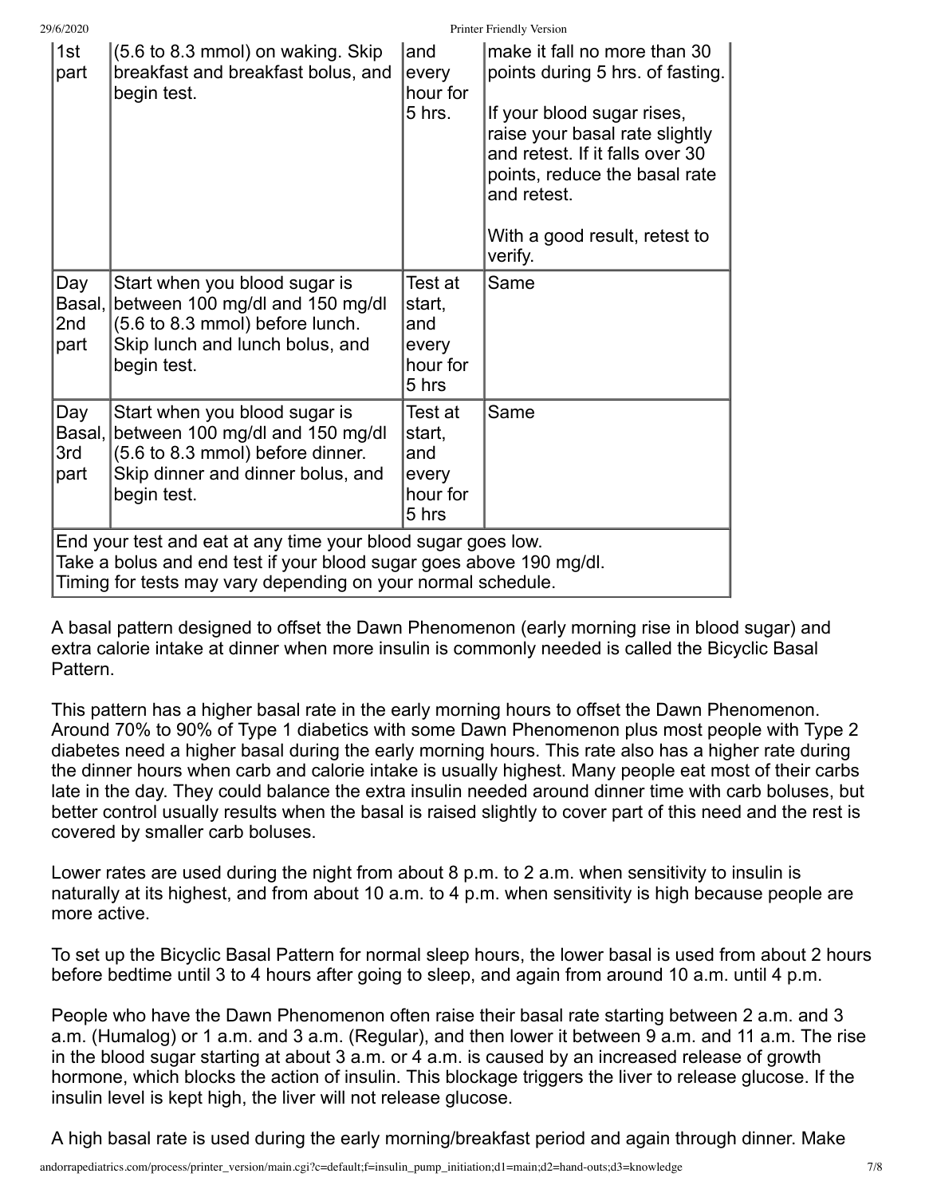| | | | |
|---|---|---|---|
| 1st part | (5.6 to 8.3 mmol) on waking. Skip breakfast and breakfast bolus, and begin test. | and every hour for 5 hrs. | make it fall no more than 30 points during 5 hrs. of fasting.<br><br>If your blood sugar rises, raise your basal rate slightly and retest. If it falls over 30 points, reduce the basal rate and retest.<br><br>With a good result, retest to verify. |
| Day Basal, 2nd part | Start when you blood sugar is between 100 mg/dl and 150 mg/dl (5.6 to 8.3 mmol) before lunch. Skip lunch and lunch bolus, and begin test. | Test at start, and every hour for 5 hrs | Same |
| Day Basal, 3rd part | Start when you blood sugar is between 100 mg/dl and 150 mg/dl (5.6 to 8.3 mmol) before dinner. Skip dinner and dinner bolus, and begin test. | Test at start, and every hour for 5 hrs | Same |
| End your test and eat at any time your blood sugar goes low.<br>Take a bolus and end test if your blood sugar goes above 190 mg/dl.<br>Timing for tests may vary depending on your normal schedule. | | | |

A basal pattern designed to offset the Dawn Phenomenon (early morning rise in blood sugar) and extra calorie intake at dinner when more insulin is commonly needed is called the Bicyclic Basal Pattern.

This pattern has a higher basal rate in the early morning hours to offset the Dawn Phenomenon. Around 70% to 90% of Type 1 diabetics with some Dawn Phenomenon plus most people with Type 2 diabetes need a higher basal during the early morning hours. This rate also has a higher rate during the dinner hours when carb and calorie intake is usually highest. Many people eat most of their carbs late in the day. They could balance the extra insulin needed around dinner time with carb boluses, but better control usually results when the basal is raised slightly to cover part of this need and the rest is covered by smaller carb boluses.

Lower rates are used during the night from about 8 p.m. to 2 a.m. when sensitivity to insulin is naturally at its highest, and from about 10 a.m. to 4 p.m. when sensitivity is high because people are more active.

To set up the Bicyclic Basal Pattern for normal sleep hours, the lower basal is used from about 2 hours before bedtime until 3 to 4 hours after going to sleep, and again from around 10 a.m. until 4 p.m.

People who have the Dawn Phenomenon often raise their basal rate starting between 2 a.m. and 3 a.m. (Humalog) or 1 a.m. and 3 a.m. (Regular), and then lower it between 9 a.m. and 11 a.m. The rise in the blood sugar starting at about 3 a.m. or 4 a.m. is caused by an increased release of growth hormone, which blocks the action of insulin. This blockage triggers the liver to release glucose. If the insulin level is kept high, the liver will not release glucose.

A high basal rate is used during the early morning/breakfast period and again through dinner. Make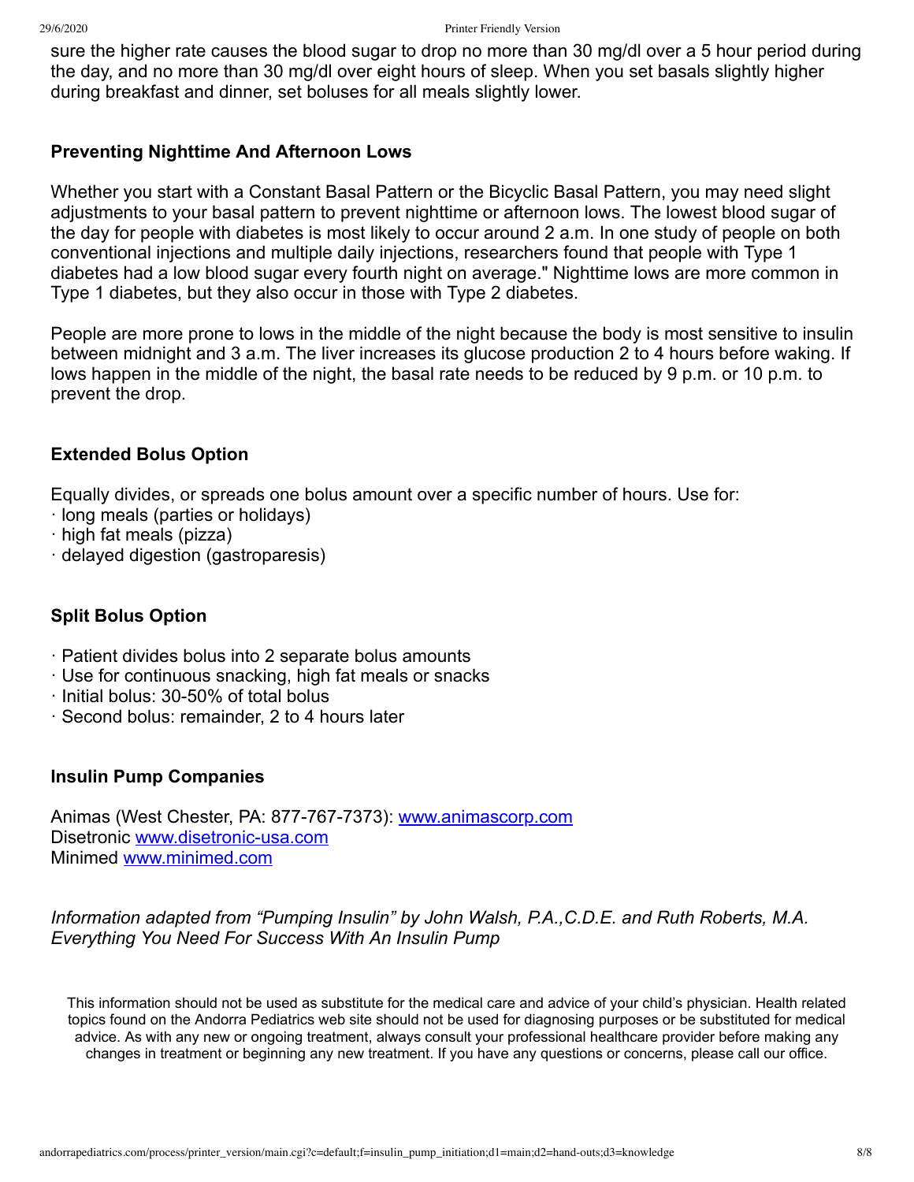sure the higher rate causes the blood sugar to drop no more than 30 mg/dl over a 5 hour period during the day, and no more than 30 mg/dl over eight hours of sleep. When you set basals slightly higher during breakfast and dinner, set boluses for all meals slightly lower.

### Preventing Nighttime And Afternoon Lows

Whether you start with a Constant Basal Pattern or the Bicyclic Basal Pattern, you may need slight adjustments to your basal pattern to prevent nighttime or afternoon lows. The lowest blood sugar of the day for people with diabetes is most likely to occur around 2 a.m. In one study of people on both conventional injections and multiple daily injections, researchers found that people with Type 1 diabetes had a low blood sugar every fourth night on average." Nighttime lows are more common in Type 1 diabetes, but they also occur in those with Type 2 diabetes.

People are more prone to lows in the middle of the night because the body is most sensitive to insulin between midnight and 3 a.m. The liver increases its glucose production 2 to 4 hours before waking. If lows happen in the middle of the night, the basal rate needs to be reduced by 9 p.m. or 10 p.m. to prevent the drop.

### Extended Bolus Option

Equally divides, or spreads one bolus amount over a specific number of hours. Use for:

- long meals (parties or holidays)
- high fat meals (pizza)
- delayed digestion (gastroparesis)

### Split Bolus Option

- Patient divides bolus into 2 separate bolus amounts
- Use for continuous snacking, high fat meals or snacks
- Initial bolus: 30-50% of total bolus
- Second bolus: remainder, 2 to 4 hours later

### Insulin Pump Companies

Animas (West Chester, PA: 877-767-7373): www.animascorp.com
Disetronic www.disetronic-usa.com
Minimed www.minimed.com

*Information adapted from "Pumping Insulin" by John Walsh, P.A.,C.D.E. and Ruth Roberts, M.A. Everything You Need For Success With An Insulin Pump*

This information should not be used as substitute for the medical care and advice of your child's physician. Health related topics found on the Andorra Pediatrics web site should not be used for diagnosing purposes or be substituted for medical advice. As with any new or ongoing treatment, always consult your professional healthcare provider before making any changes in treatment or beginning any new treatment. If you have any questions or concerns, please call our office.